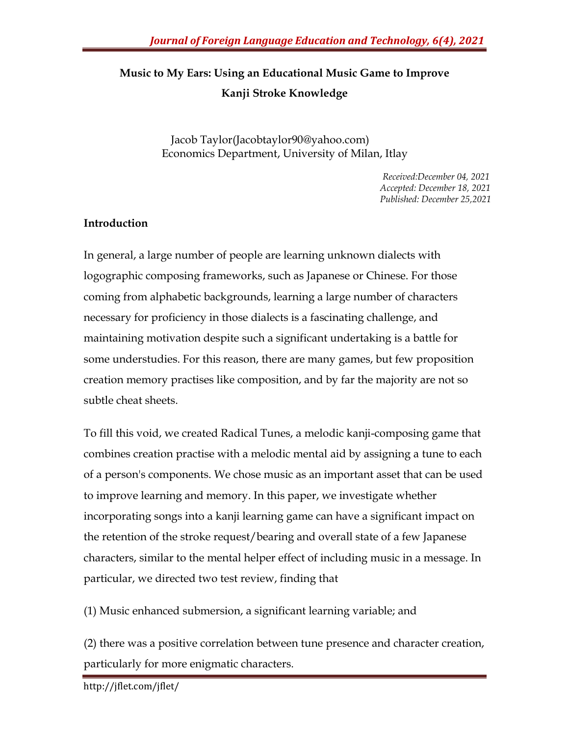# Music to My Ears: Using an Educational Music Game to Improve Kanji Stroke Knowledge

Jacob Taylor(Jacobtaylor90@yahoo.com)
Economics Department, University of Milan, Itlay

*Received:December 04, 2021*
*Accepted: December 18, 2021*
*Published: December 25,2021*

## Introduction

In general, a large number of people are learning unknown dialects with logographic composing frameworks, such as Japanese or Chinese. For those coming from alphabetic backgrounds, learning a large number of characters necessary for proficiency in those dialects is a fascinating challenge, and maintaining motivation despite such a significant undertaking is a battle for some understudies. For this reason, there are many games, but few proposition creation memory practises like composition, and by far the majority are not so subtle cheat sheets.

To fill this void, we created Radical Tunes, a melodic kanji-composing game that combines creation practise with a melodic mental aid by assigning a tune to each of a person's components. We chose music as an important asset that can be used to improve learning and memory. In this paper, we investigate whether incorporating songs into a kanji learning game can have a significant impact on the retention of the stroke request/bearing and overall state of a few Japanese characters, similar to the mental helper effect of including music in a message. In particular, we directed two test review, finding that

(1) Music enhanced submersion, a significant learning variable; and

(2) there was a positive correlation between tune presence and character creation, particularly for more enigmatic characters.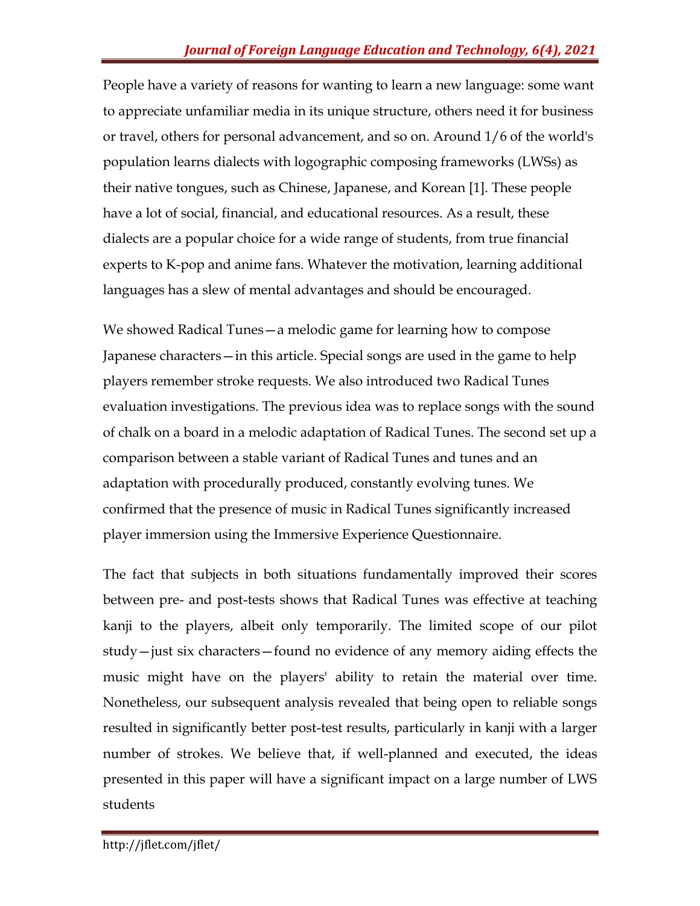People have a variety of reasons for wanting to learn a new language: some want to appreciate unfamiliar media in its unique structure, others need it for business or travel, others for personal advancement, and so on. Around 1/6 of the world's population learns dialects with logographic composing frameworks (LWSs) as their native tongues, such as Chinese, Japanese, and Korean [1]. These people have a lot of social, financial, and educational resources. As a result, these dialects are a popular choice for a wide range of students, from true financial experts to K-pop and anime fans. Whatever the motivation, learning additional languages has a slew of mental advantages and should be encouraged.

We showed Radical Tunes—a melodic game for learning how to compose Japanese characters—in this article. Special songs are used in the game to help players remember stroke requests. We also introduced two Radical Tunes evaluation investigations. The previous idea was to replace songs with the sound of chalk on a board in a melodic adaptation of Radical Tunes. The second set up a comparison between a stable variant of Radical Tunes and tunes and an adaptation with procedurally produced, constantly evolving tunes. We confirmed that the presence of music in Radical Tunes significantly increased player immersion using the Immersive Experience Questionnaire.

The fact that subjects in both situations fundamentally improved their scores between pre- and post-tests shows that Radical Tunes was effective at teaching kanji to the players, albeit only temporarily. The limited scope of our pilot study—just six characters—found no evidence of any memory aiding effects the music might have on the players' ability to retain the material over time. Nonetheless, our subsequent analysis revealed that being open to reliable songs resulted in significantly better post-test results, particularly in kanji with a larger number of strokes. We believe that, if well-planned and executed, the ideas presented in this paper will have a significant impact on a large number of LWS students